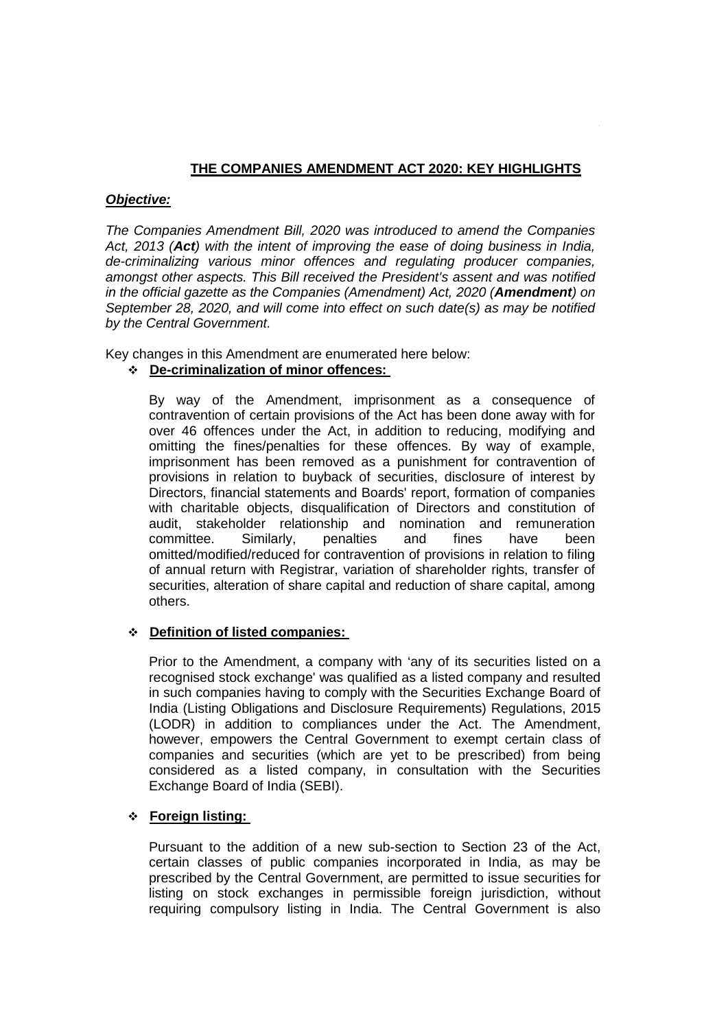# THE COMPANIES AMENDMENT ACT 2020: KEY HIGHLIGHTS

***Objective:***

*The Companies Amendment Bill, 2020 was introduced to amend the Companies Act, 2013 (**Act**) with the intent of improving the ease of doing business in India, de-criminalizing various minor offences and regulating producer companies, amongst other aspects. This Bill received the President's assent and was notified in the official gazette as the Companies (Amendment) Act, 2020 (**Amendment**) on September 28, 2020, and will come into effect on such date(s) as may be notified by the Central Government.*

Key changes in this Amendment are enumerated here below:

- **De-criminalization of minor offences:**

  By way of the Amendment, imprisonment as a consequence of contravention of certain provisions of the Act has been done away with for over 46 offences under the Act, in addition to reducing, modifying and omitting the fines/penalties for these offences. By way of example, imprisonment has been removed as a punishment for contravention of provisions in relation to buyback of securities, disclosure of interest by Directors, financial statements and Boards' report, formation of companies with charitable objects, disqualification of Directors and constitution of audit, stakeholder relationship and nomination and remuneration committee. Similarly, penalties and fines have been omitted/modified/reduced for contravention of provisions in relation to filing of annual return with Registrar, variation of shareholder rights, transfer of securities, alteration of share capital and reduction of share capital, among others.

- **Definition of listed companies:**

  Prior to the Amendment, a company with 'any of its securities listed on a recognised stock exchange' was qualified as a listed company and resulted in such companies having to comply with the Securities Exchange Board of India (Listing Obligations and Disclosure Requirements) Regulations, 2015 (LODR) in addition to compliances under the Act. The Amendment, however, empowers the Central Government to exempt certain class of companies and securities (which are yet to be prescribed) from being considered as a listed company, in consultation with the Securities Exchange Board of India (SEBI).

- **Foreign listing:**

  Pursuant to the addition of a new sub-section to Section 23 of the Act, certain classes of public companies incorporated in India, as may be prescribed by the Central Government, are permitted to issue securities for listing on stock exchanges in permissible foreign jurisdiction, without requiring compulsory listing in India. The Central Government is also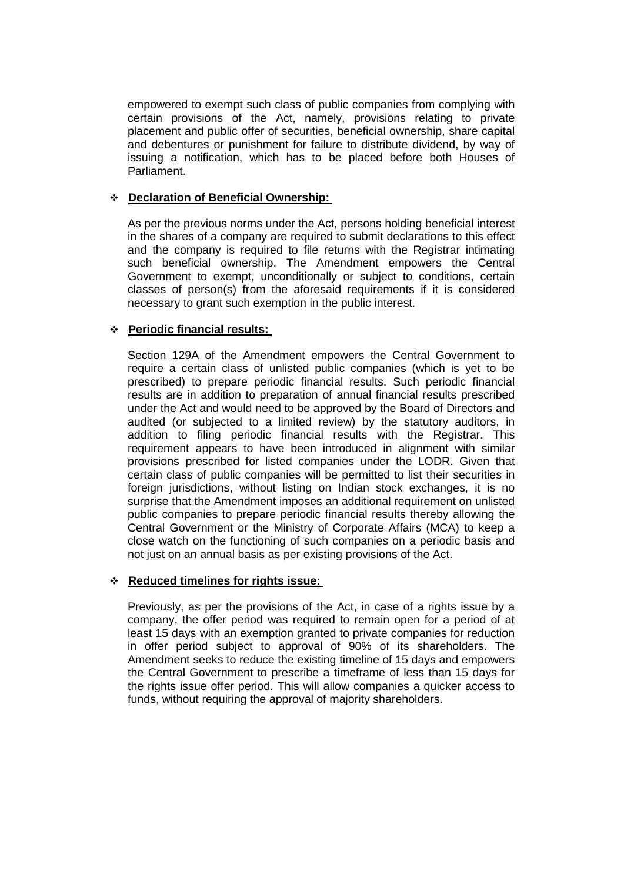empowered to exempt such class of public companies from complying with certain provisions of the Act, namely, provisions relating to private placement and public offer of securities, beneficial ownership, share capital and debentures or punishment for failure to distribute dividend, by way of issuing a notification, which has to be placed before both Houses of Parliament.

- **Declaration of Beneficial Ownership:**

  As per the previous norms under the Act, persons holding beneficial interest in the shares of a company are required to submit declarations to this effect and the company is required to file returns with the Registrar intimating such beneficial ownership. The Amendment empowers the Central Government to exempt, unconditionally or subject to conditions, certain classes of person(s) from the aforesaid requirements if it is considered necessary to grant such exemption in the public interest.

- **Periodic financial results:**

  Section 129A of the Amendment empowers the Central Government to require a certain class of unlisted public companies (which is yet to be prescribed) to prepare periodic financial results. Such periodic financial results are in addition to preparation of annual financial results prescribed under the Act and would need to be approved by the Board of Directors and audited (or subjected to a limited review) by the statutory auditors, in addition to filing periodic financial results with the Registrar. This requirement appears to have been introduced in alignment with similar provisions prescribed for listed companies under the LODR. Given that certain class of public companies will be permitted to list their securities in foreign jurisdictions, without listing on Indian stock exchanges, it is no surprise that the Amendment imposes an additional requirement on unlisted public companies to prepare periodic financial results thereby allowing the Central Government or the Ministry of Corporate Affairs (MCA) to keep a close watch on the functioning of such companies on a periodic basis and not just on an annual basis as per existing provisions of the Act.

- **Reduced timelines for rights issue:**

  Previously, as per the provisions of the Act, in case of a rights issue by a company, the offer period was required to remain open for a period of at least 15 days with an exemption granted to private companies for reduction in offer period subject to approval of 90% of its shareholders. The Amendment seeks to reduce the existing timeline of 15 days and empowers the Central Government to prescribe a timeframe of less than 15 days for the rights issue offer period. This will allow companies a quicker access to funds, without requiring the approval of majority shareholders.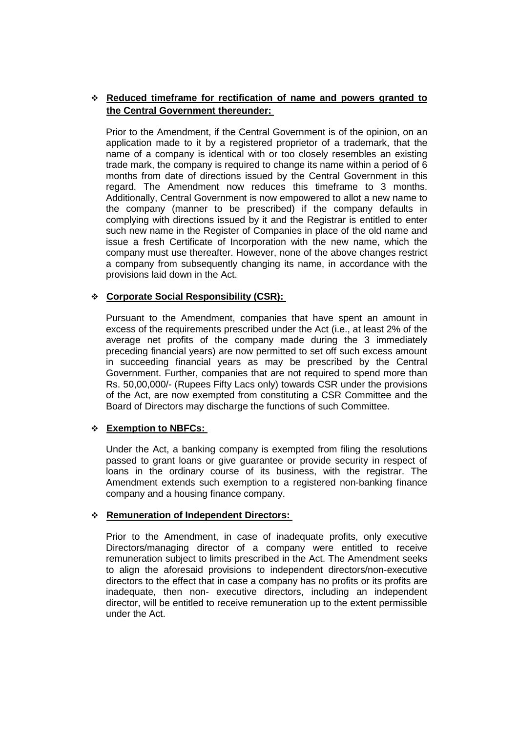- **Reduced timeframe for rectification of name and powers granted to the Central Government thereunder:**

  Prior to the Amendment, if the Central Government is of the opinion, on an application made to it by a registered proprietor of a trademark, that the name of a company is identical with or too closely resembles an existing trade mark, the company is required to change its name within a period of 6 months from date of directions issued by the Central Government in this regard. The Amendment now reduces this timeframe to 3 months. Additionally, Central Government is now empowered to allot a new name to the company (manner to be prescribed) if the company defaults in complying with directions issued by it and the Registrar is entitled to enter such new name in the Register of Companies in place of the old name and issue a fresh Certificate of Incorporation with the new name, which the company must use thereafter. However, none of the above changes restrict a company from subsequently changing its name, in accordance with the provisions laid down in the Act.

- **Corporate Social Responsibility (CSR):**

  Pursuant to the Amendment, companies that have spent an amount in excess of the requirements prescribed under the Act (i.e., at least 2% of the average net profits of the company made during the 3 immediately preceding financial years) are now permitted to set off such excess amount in succeeding financial years as may be prescribed by the Central Government. Further, companies that are not required to spend more than Rs. 50,00,000/- (Rupees Fifty Lacs only) towards CSR under the provisions of the Act, are now exempted from constituting a CSR Committee and the Board of Directors may discharge the functions of such Committee.

- **Exemption to NBFCs:**

  Under the Act, a banking company is exempted from filing the resolutions passed to grant loans or give guarantee or provide security in respect of loans in the ordinary course of its business, with the registrar. The Amendment extends such exemption to a registered non-banking finance company and a housing finance company.

- **Remuneration of Independent Directors:**

  Prior to the Amendment, in case of inadequate profits, only executive Directors/managing director of a company were entitled to receive remuneration subject to limits prescribed in the Act. The Amendment seeks to align the aforesaid provisions to independent directors/non-executive directors to the effect that in case a company has no profits or its profits are inadequate, then non- executive directors, including an independent director, will be entitled to receive remuneration up to the extent permissible under the Act.